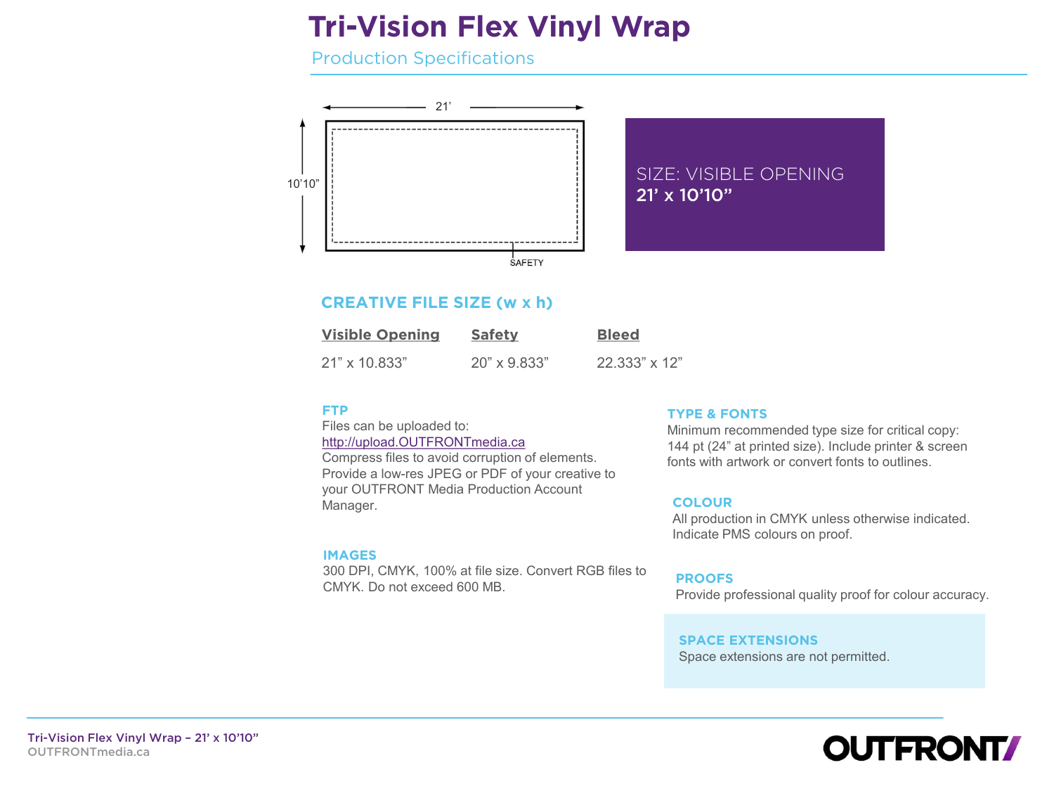# Tri-Vision Flex Vinyl Wrap

## Production Specifications

21’

10’10”

SAFETY

SIZE: VISIBLE OPENING
**21’ x 10’10”**

## CREATIVE FILE SIZE (w x h)

| Visible Opening | Safety | Bleed |
|---|---|---|
| 21” x 10.833” | 20” x 9.833” | 22.333” x 12” |

### FTP

Files can be uploaded to:
http://upload.OUTFRONTmedia.ca
Compress files to avoid corruption of elements.
Provide a low-res JPEG or PDF of your creative to your OUTFRONT Media Production Account Manager.

### IMAGES

300 DPI, CMYK, 100% at file size. Convert RGB files to CMYK. Do not exceed 600 MB.

### TYPE & FONTS

Minimum recommended type size for critical copy: 144 pt (24” at printed size). Include printer & screen fonts with artwork or convert fonts to outlines.

### COLOUR

All production in CMYK unless otherwise indicated. Indicate PMS colours on proof.

### PROOFS

Provide professional quality proof for colour accuracy.

### SPACE EXTENSIONS

Space extensions are not permitted.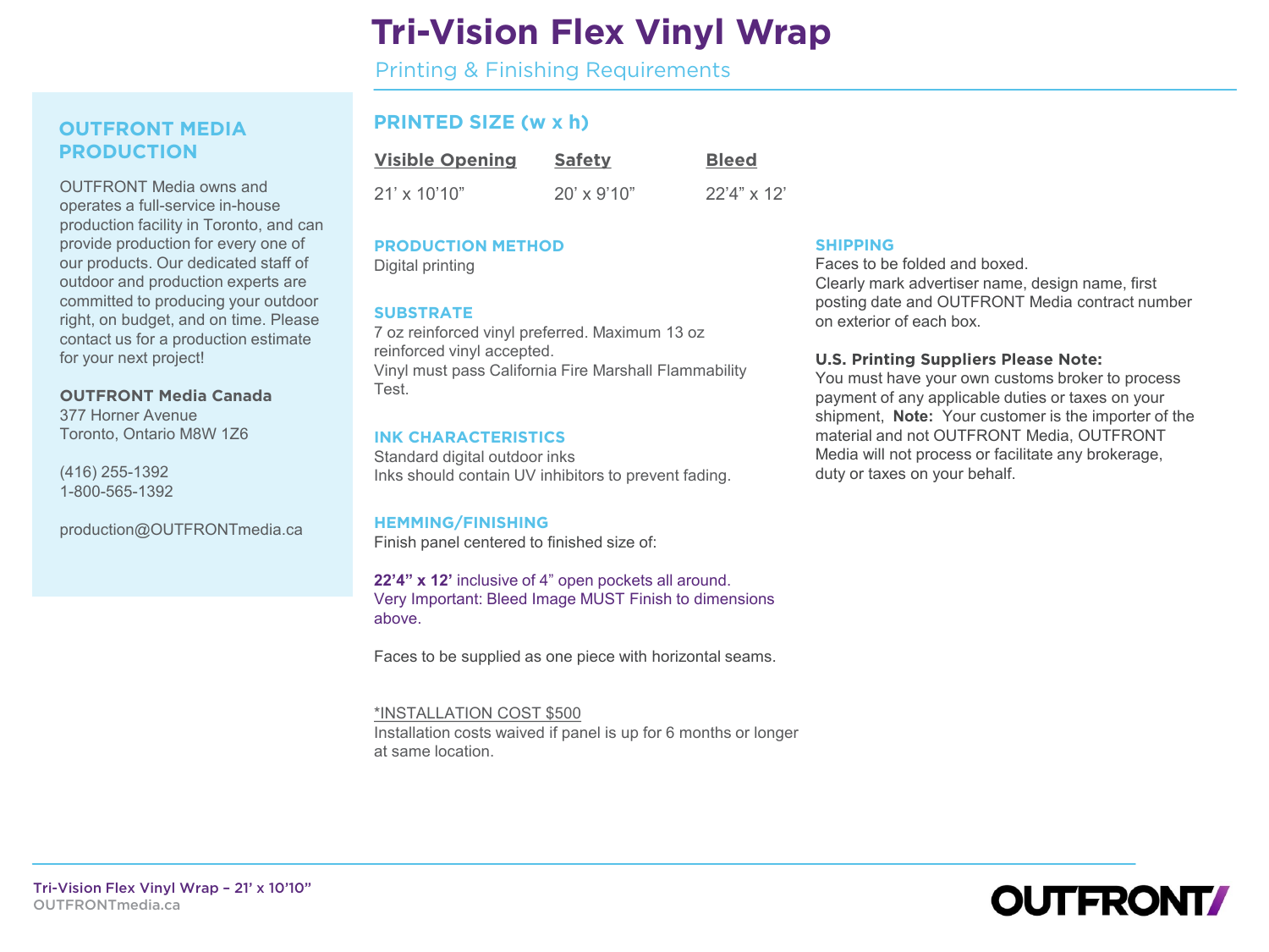# Tri-Vision Flex Vinyl Wrap

Printing & Finishing Requirements

## OUTFRONT MEDIA PRODUCTION

OUTFRONT Media owns and operates a full-service in-house production facility in Toronto, and can provide production for every one of our products. Our dedicated staff of outdoor and production experts are committed to producing your outdoor right, on budget, and on time. Please contact us for a production estimate for your next project!

**OUTFRONT Media Canada**
377 Horner Avenue
Toronto, Ontario M8W 1Z6

(416) 255-1392
1-800-565-1392

production@OUTFRONTmedia.ca

## PRINTED SIZE (w x h)

| Visible Opening | Safety | Bleed |
|---|---|---|
| 21’ x 10’10” | 20’ x 9’10” | 22’4” x 12’ |

### PRODUCTION METHOD

Digital printing

### SUBSTRATE

7 oz reinforced vinyl preferred. Maximum 13 oz reinforced vinyl accepted.
Vinyl must pass California Fire Marshall Flammability Test.

### INK CHARACTERISTICS

Standard digital outdoor inks
Inks should contain UV inhibitors to prevent fading.

### HEMMING/FINISHING

Finish panel centered to finished size of:

**22’4” x 12’** inclusive of 4” open pockets all around.
Very Important: Bleed Image MUST Finish to dimensions above.

Faces to be supplied as one piece with horizontal seams.

*INSTALLATION COST $500
Installation costs waived if panel is up for 6 months or longer at same location.

### SHIPPING

Faces to be folded and boxed.
Clearly mark advertiser name, design name, first posting date and OUTFRONT Media contract number on exterior of each box.

**U.S. Printing Suppliers Please Note:**
You must have your own customs broker to process payment of any applicable duties or taxes on your shipment, **Note:** Your customer is the importer of the material and not OUTFRONT Media, OUTFRONT Media will not process or facilitate any brokerage, duty or taxes on your behalf.